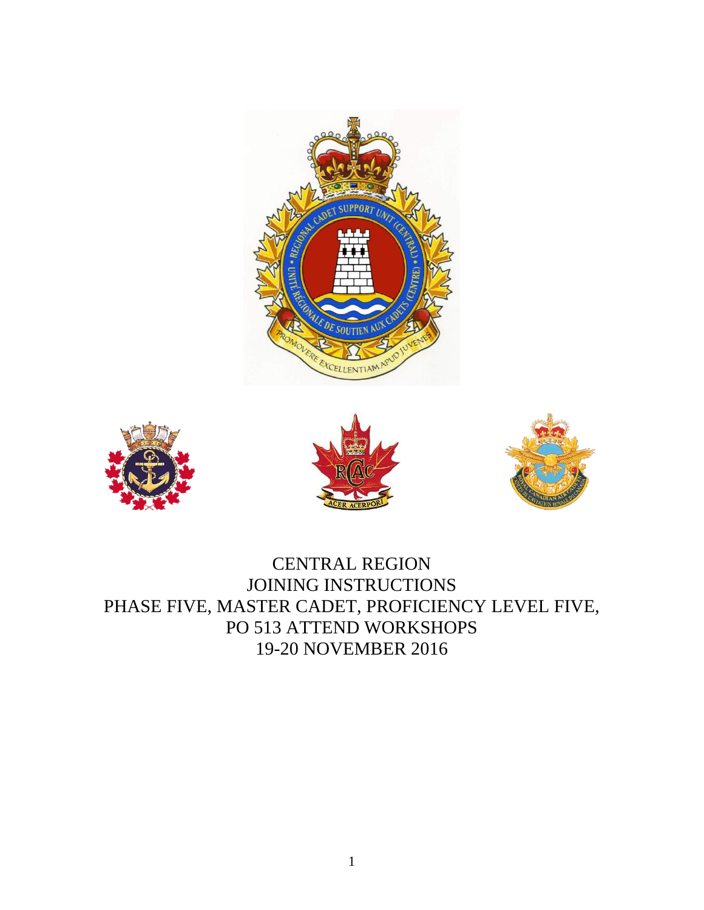# CENTRAL REGION
# JOINING INSTRUCTIONS
# PHASE FIVE, MASTER CADET, PROFICIENCY LEVEL FIVE,
# PO 513 ATTEND WORKSHOPS
# 19-20 NOVEMBER 2016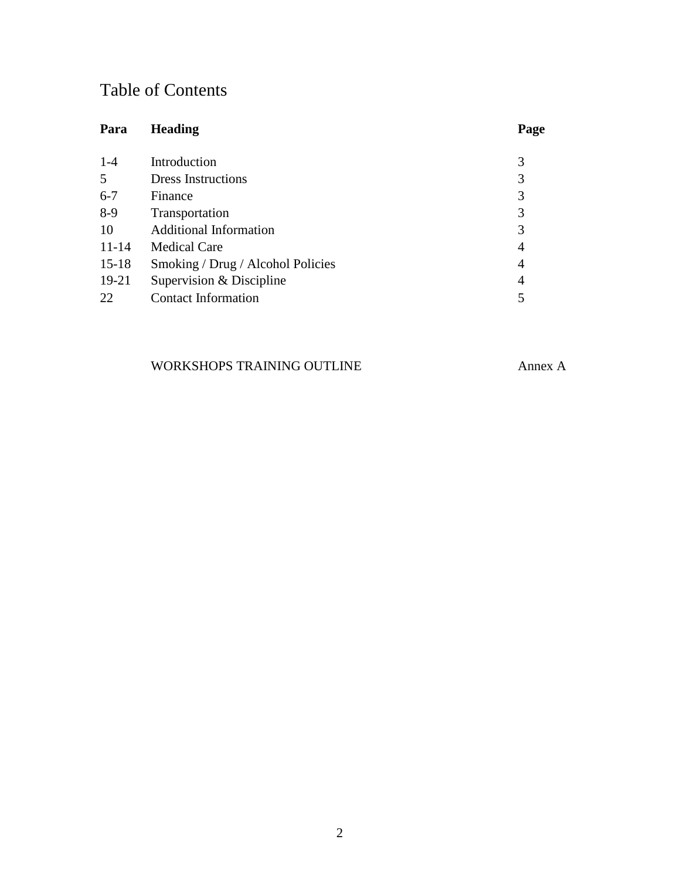# Table of Contents

| Para | Heading | Page |
|---|---|---|
| 1-4 | Introduction | 3 |
| 5 | Dress Instructions | 3 |
| 6-7 | Finance | 3 |
| 8-9 | Transportation | 3 |
| 10 | Additional Information | 3 |
| 11-14 | Medical Care | 4 |
| 15-18 | Smoking / Drug / Alcohol Policies | 4 |
| 19-21 | Supervision & Discipline | 4 |
| 22 | Contact Information | 5 |
| | WORKSHOPS TRAINING OUTLINE | Annex A |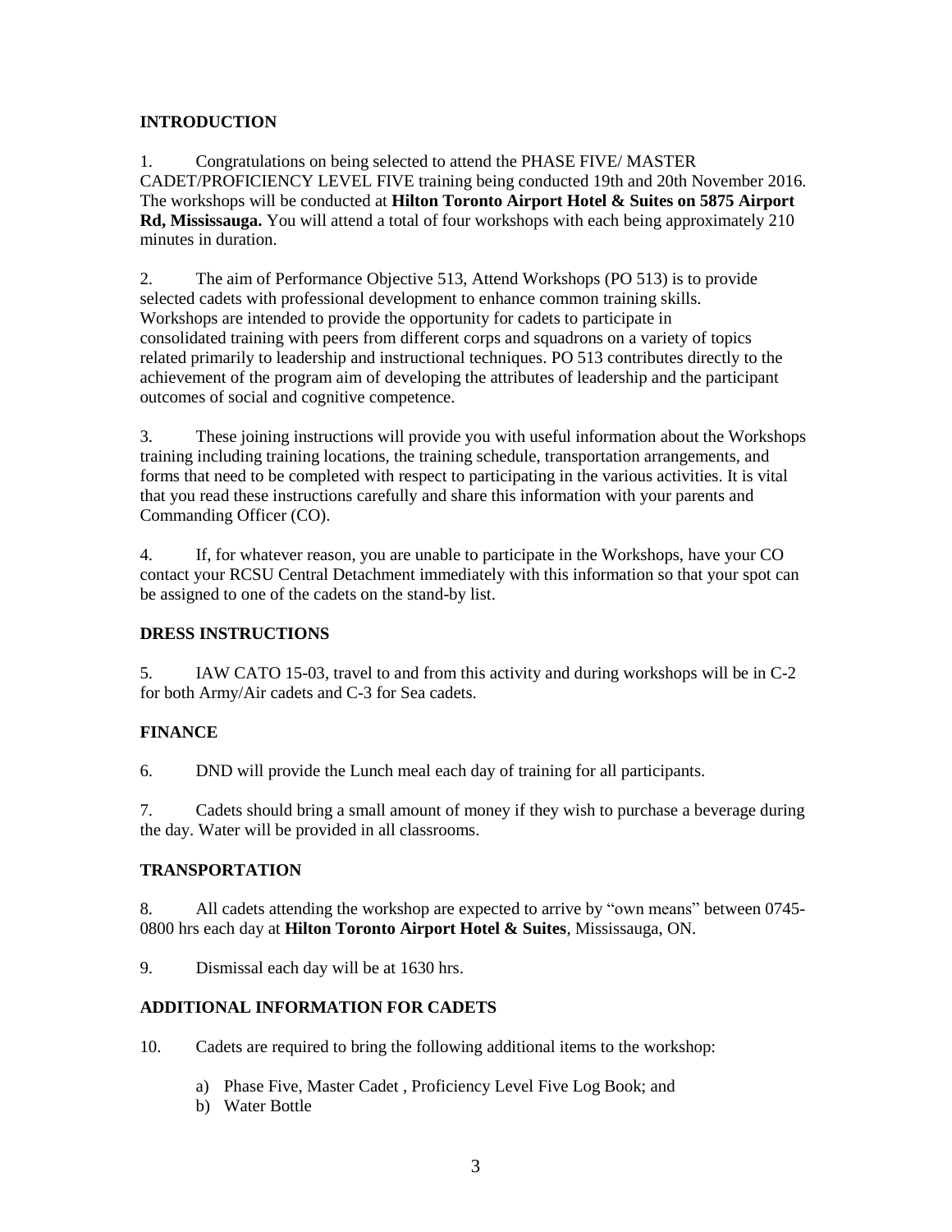**INTRODUCTION**

1. Congratulations on being selected to attend the PHASE FIVE/ MASTER CADET/PROFICIENCY LEVEL FIVE training being conducted 19th and 20th November 2016. The workshops will be conducted at **Hilton Toronto Airport Hotel & Suites on 5875 Airport Rd, Mississauga.** You will attend a total of four workshops with each being approximately 210 minutes in duration.

2. The aim of Performance Objective 513, Attend Workshops (PO 513) is to provide selected cadets with professional development to enhance common training skills. Workshops are intended to provide the opportunity for cadets to participate in consolidated training with peers from different corps and squadrons on a variety of topics related primarily to leadership and instructional techniques. PO 513 contributes directly to the achievement of the program aim of developing the attributes of leadership and the participant outcomes of social and cognitive competence.

3. These joining instructions will provide you with useful information about the Workshops training including training locations, the training schedule, transportation arrangements, and forms that need to be completed with respect to participating in the various activities. It is vital that you read these instructions carefully and share this information with your parents and Commanding Officer (CO).

4. If, for whatever reason, you are unable to participate in the Workshops, have your CO contact your RCSU Central Detachment immediately with this information so that your spot can be assigned to one of the cadets on the stand-by list.

**DRESS INSTRUCTIONS**

5. IAW CATO 15-03, travel to and from this activity and during workshops will be in C-2 for both Army/Air cadets and C-3 for Sea cadets.

**FINANCE**

6. DND will provide the Lunch meal each day of training for all participants.

7. Cadets should bring a small amount of money if they wish to purchase a beverage during the day. Water will be provided in all classrooms.

**TRANSPORTATION**

8. All cadets attending the workshop are expected to arrive by "own means" between 0745-0800 hrs each day at **Hilton Toronto Airport Hotel & Suites**, Mississauga, ON.

9. Dismissal each day will be at 1630 hrs.

**ADDITIONAL INFORMATION FOR CADETS**

10. Cadets are required to bring the following additional items to the workshop:

a) Phase Five, Master Cadet , Proficiency Level Five Log Book; and
b) Water Bottle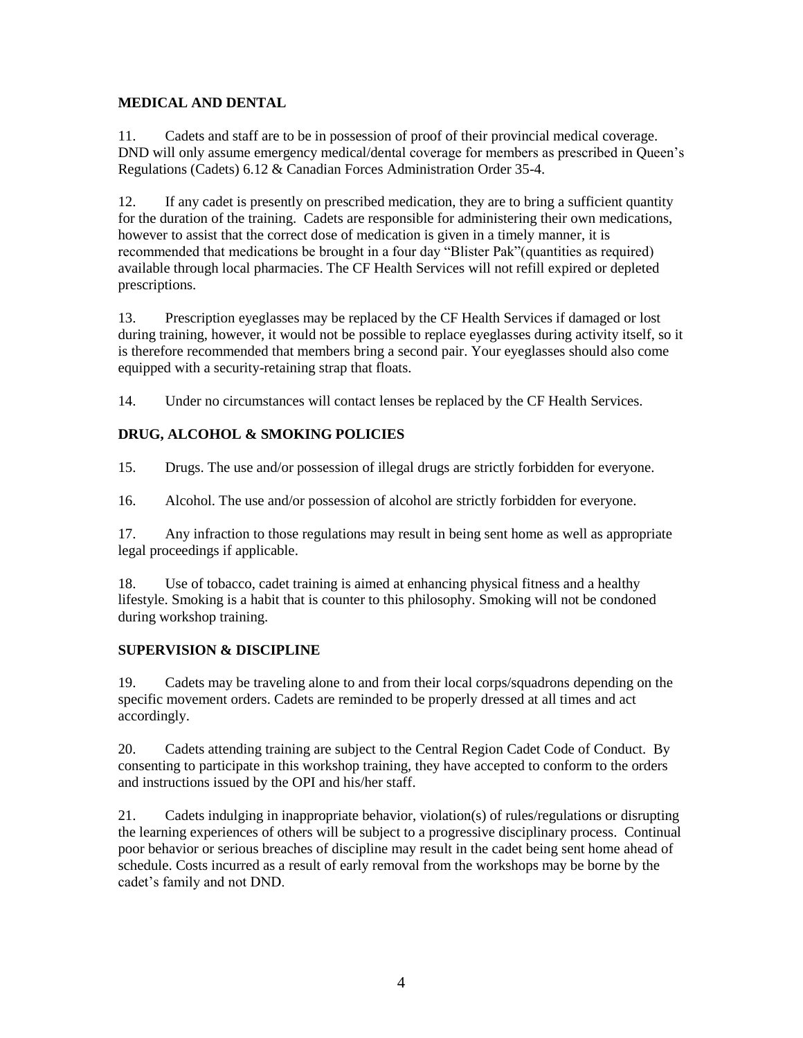**MEDICAL AND DENTAL**

11. Cadets and staff are to be in possession of proof of their provincial medical coverage. DND will only assume emergency medical/dental coverage for members as prescribed in Queen's Regulations (Cadets) 6.12 & Canadian Forces Administration Order 35-4.

12. If any cadet is presently on prescribed medication, they are to bring a sufficient quantity for the duration of the training. Cadets are responsible for administering their own medications, however to assist that the correct dose of medication is given in a timely manner, it is recommended that medications be brought in a four day "Blister Pak"(quantities as required) available through local pharmacies. The CF Health Services will not refill expired or depleted prescriptions.

13. Prescription eyeglasses may be replaced by the CF Health Services if damaged or lost during training, however, it would not be possible to replace eyeglasses during activity itself, so it is therefore recommended that members bring a second pair. Your eyeglasses should also come equipped with a security-retaining strap that floats.

14. Under no circumstances will contact lenses be replaced by the CF Health Services.

**DRUG, ALCOHOL & SMOKING POLICIES**

15. Drugs. The use and/or possession of illegal drugs are strictly forbidden for everyone.

16. Alcohol. The use and/or possession of alcohol are strictly forbidden for everyone.

17. Any infraction to those regulations may result in being sent home as well as appropriate legal proceedings if applicable.

18. Use of tobacco, cadet training is aimed at enhancing physical fitness and a healthy lifestyle. Smoking is a habit that is counter to this philosophy. Smoking will not be condoned during workshop training.

**SUPERVISION & DISCIPLINE**

19. Cadets may be traveling alone to and from their local corps/squadrons depending on the specific movement orders. Cadets are reminded to be properly dressed at all times and act accordingly.

20. Cadets attending training are subject to the Central Region Cadet Code of Conduct. By consenting to participate in this workshop training, they have accepted to conform to the orders and instructions issued by the OPI and his/her staff.

21. Cadets indulging in inappropriate behavior, violation(s) of rules/regulations or disrupting the learning experiences of others will be subject to a progressive disciplinary process. Continual poor behavior or serious breaches of discipline may result in the cadet being sent home ahead of schedule. Costs incurred as a result of early removal from the workshops may be borne by the cadet's family and not DND.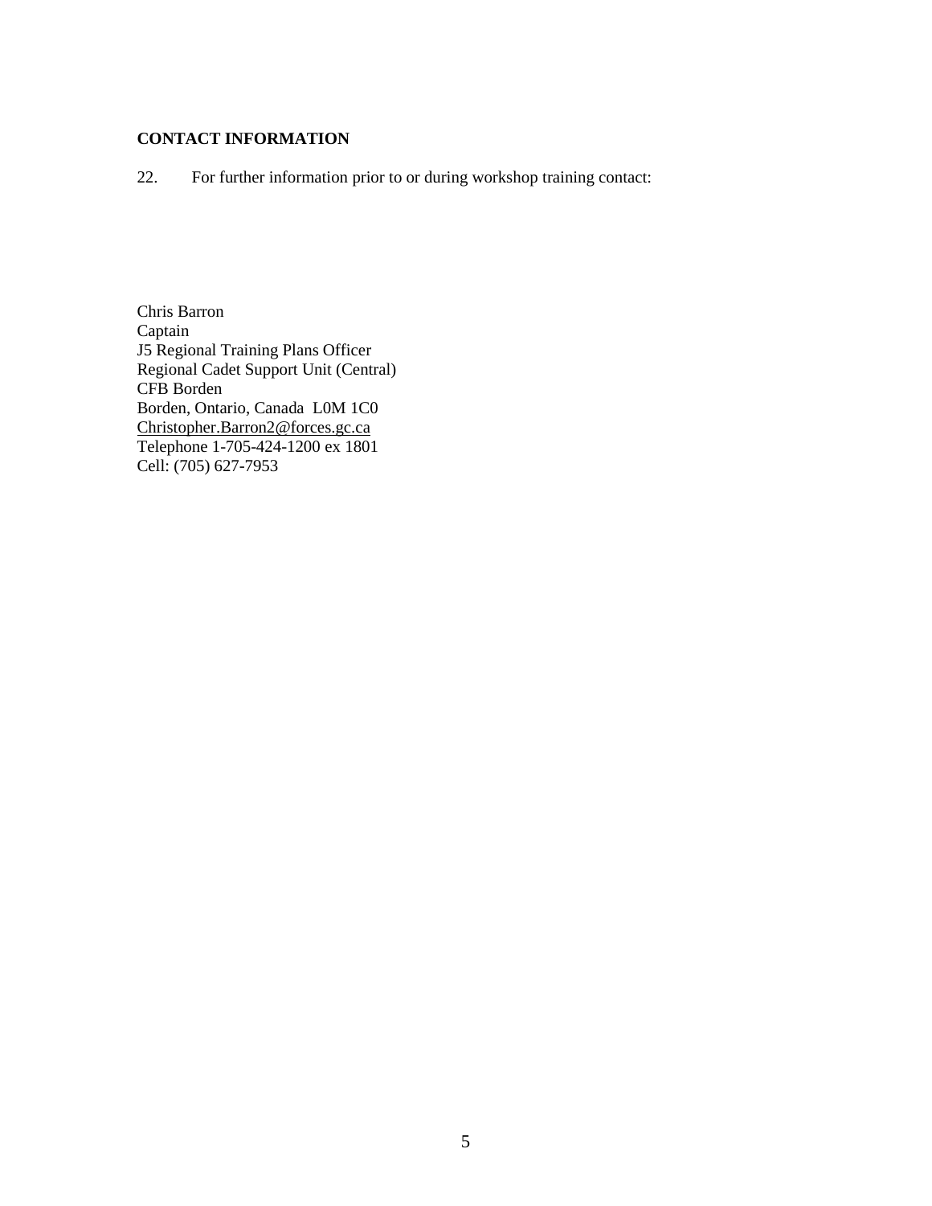**CONTACT INFORMATION**

22. For further information prior to or during workshop training contact:

Chris Barron
Captain
J5 Regional Training Plans Officer
Regional Cadet Support Unit (Central)
CFB Borden
Borden, Ontario, Canada L0M 1C0
Christopher.Barron2@forces.gc.ca
Telephone 1-705-424-1200 ex 1801
Cell: (705) 627-7953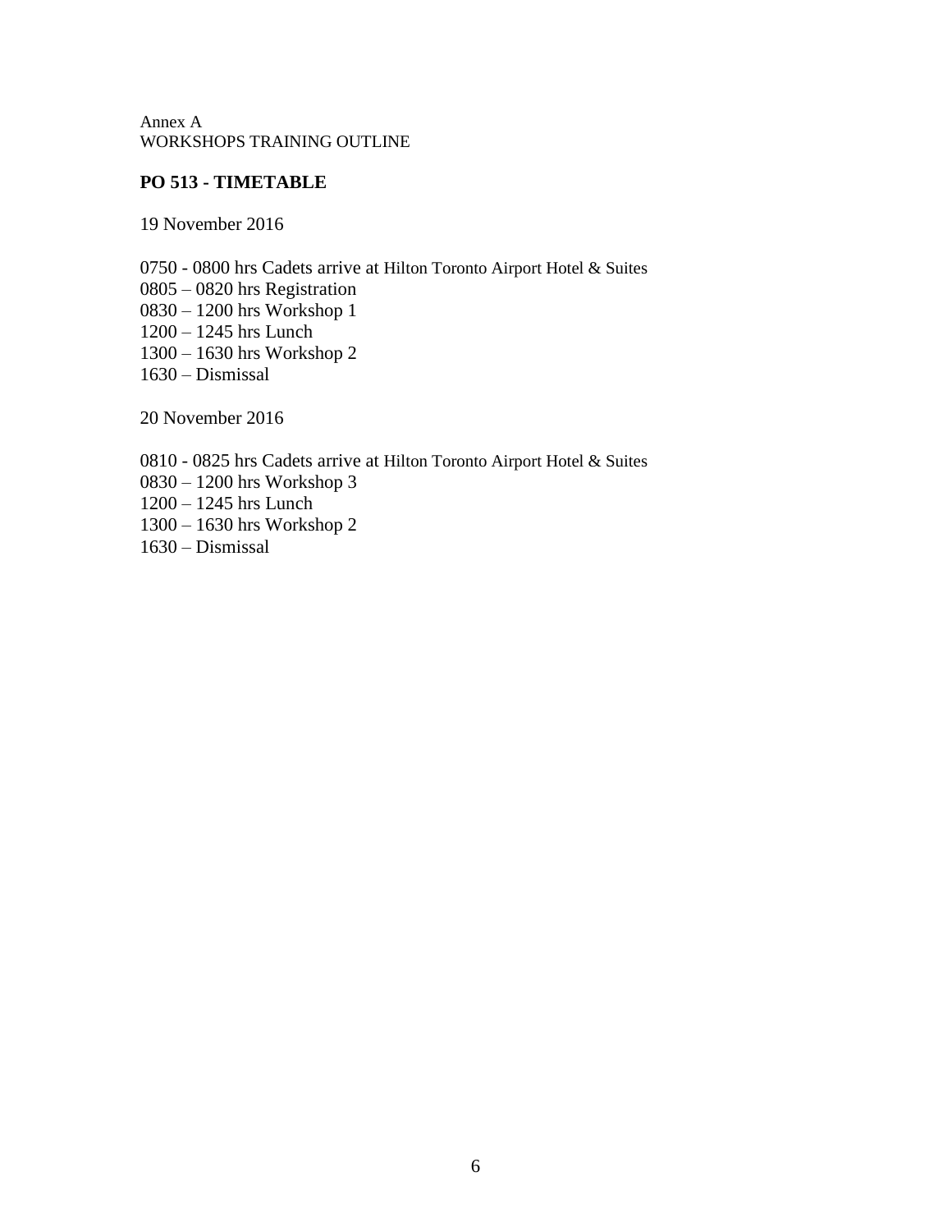Annex A
WORKSHOPS TRAINING OUTLINE

## PO 513 - TIMETABLE

19 November 2016

0750 - 0800 hrs Cadets arrive at Hilton Toronto Airport Hotel & Suites
0805 – 0820 hrs Registration
0830 – 1200 hrs Workshop 1
1200 – 1245 hrs Lunch
1300 – 1630 hrs Workshop 2
1630 – Dismissal

20 November 2016

0810 - 0825 hrs Cadets arrive at Hilton Toronto Airport Hotel & Suites
0830 – 1200 hrs Workshop 3
1200 – 1245 hrs Lunch
1300 – 1630 hrs Workshop 2
1630 – Dismissal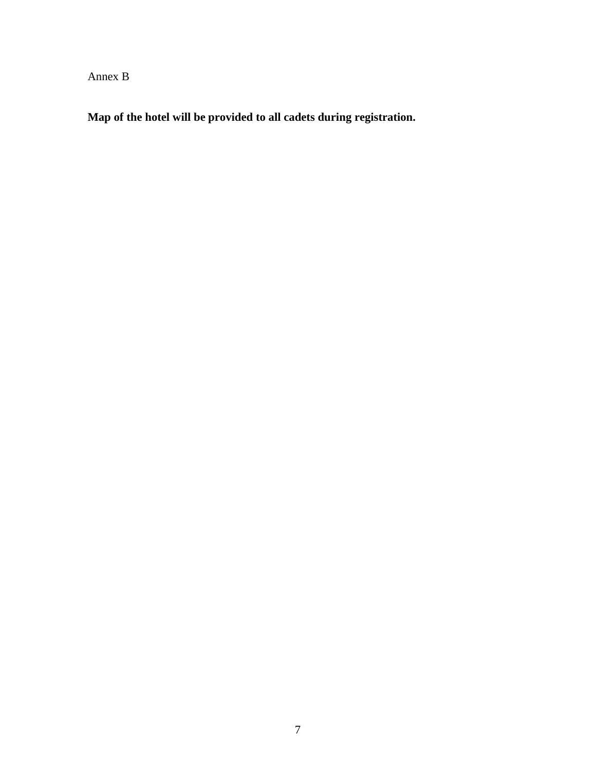Annex B

**Map of the hotel will be provided to all cadets during registration.**